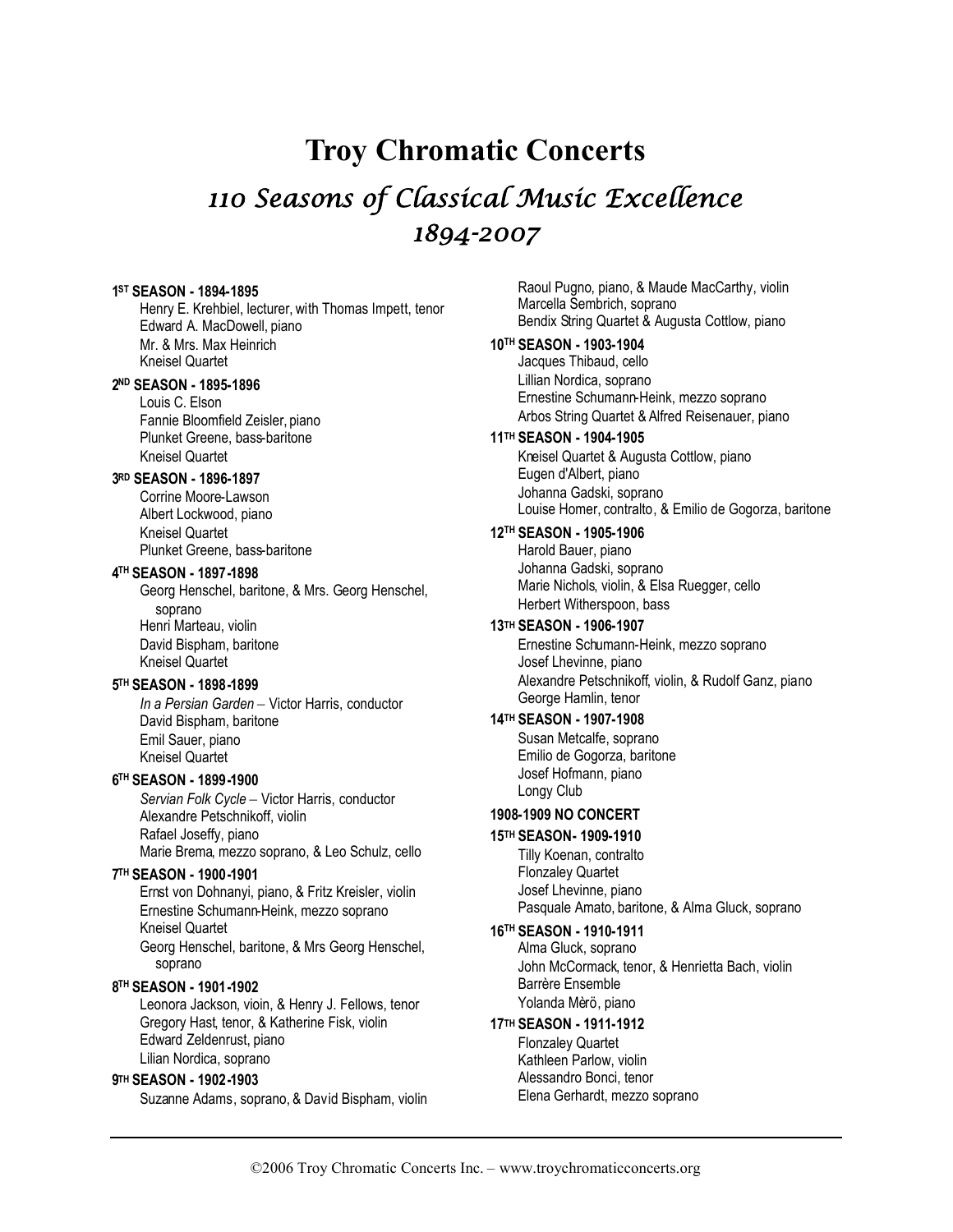# Troy Chromatic Concerts

## *110 Seasons of Classical Music Excellence*

## *1894-2007*

**1ST SEASON - 1894-1895**
Henry E. Krehbiel, lecturer, with Thomas Impett, tenor
Edward A. MacDowell, piano
Mr. & Mrs. Max Heinrich
Kneisel Quartet

**2ND SEASON - 1895-1896**
Louis C. Elson
Fannie Bloomfield Zeisler, piano
Plunket Greene, bass-baritone
Kneisel Quartet

**3RD SEASON - 1896-1897**
Corrine Moore-Lawson
Albert Lockwood, piano
Kneisel Quartet
Plunket Greene, bass-baritone

**4TH SEASON - 1897-1898**
Georg Henschel, baritone, & Mrs. Georg Henschel, soprano
Henri Marteau, violin
David Bispham, baritone
Kneisel Quartet

**5TH SEASON - 1898-1899**
*In a Persian Garden* – Victor Harris, conductor
David Bispham, baritone
Emil Sauer, piano
Kneisel Quartet

**6TH SEASON - 1899-1900**
*Servian Folk Cycle* – Victor Harris, conductor
Alexandre Petschnikoff, violin
Rafael Joseffy, piano
Marie Brema, mezzo soprano, & Leo Schulz, cello

**7TH SEASON - 1900-1901**
Ernst von Dohnanyi, piano, & Fritz Kreisler, violin
Ernestine Schumann-Heink, mezzo soprano
Kneisel Quartet
Georg Henschel, baritone, & Mrs Georg Henschel, soprano

**8TH SEASON - 1901-1902**
Leonora Jackson, vioin, & Henry J. Fellows, tenor
Gregory Hast, tenor, & Katherine Fisk, violin
Edward Zeldenrust, piano
Lilian Nordica, soprano

**9TH SEASON - 1902-1903**
Suzanne Adams, soprano, & David Bispham, violin
Raoul Pugno, piano, & Maude MacCarthy, violin
Marcella Sembrich, soprano
Bendix String Quartet & Augusta Cottlow, piano

**10TH SEASON - 1903-1904**
Jacques Thibaud, cello
Lillian Nordica, soprano
Ernestine Schumann-Heink, mezzo soprano
Arbos String Quartet & Alfred Reisenauer, piano

**11TH SEASON - 1904-1905**
Kneisel Quartet & Augusta Cottlow, piano
Eugen d'Albert, piano
Johanna Gadski, soprano
Louise Homer, contralto, & Emilio de Gogorza, baritone

**12TH SEASON - 1905-1906**
Harold Bauer, piano
Johanna Gadski, soprano
Marie Nichols, violin, & Elsa Ruegger, cello
Herbert Witherspoon, bass

**13TH SEASON - 1906-1907**
Ernestine Schumann-Heink, mezzo soprano
Josef Lhevinne, piano
Alexandre Petschnikoff, violin, & Rudolf Ganz, piano
George Hamlin, tenor

**14TH SEASON - 1907-1908**
Susan Metcalfe, soprano
Emilio de Gogorza, baritone
Josef Hofmann, piano
Longy Club

**1908-1909 NO CONCERT**

**15TH SEASON- 1909-1910**
Tilly Koenan, contralto
Flonzaley Quartet
Josef Lhevinne, piano
Pasquale Amato, baritone, & Alma Gluck, soprano

**16TH SEASON - 1910-1911**
Alma Gluck, soprano
John McCormack, tenor, & Henrietta Bach, violin
Barrère Ensemble
Yolanda Mèrö, piano

**17TH SEASON - 1911-1912**
Flonzaley Quartet
Kathleen Parlow, violin
Alessandro Bonci, tenor
Elena Gerhardt, mezzo soprano

©2006 Troy Chromatic Concerts Inc. – www.troychromaticconcerts.org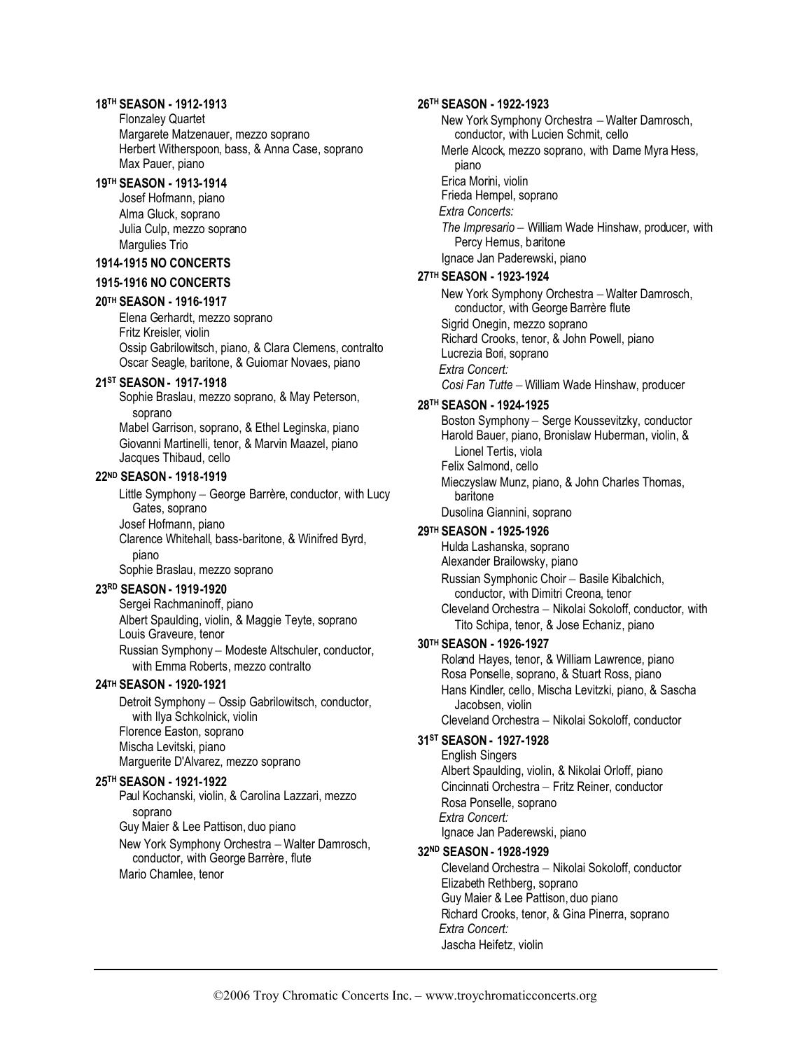**18TH SEASON - 1912-1913**

Flonzaley Quartet
Margarete Matzenauer, mezzo soprano
Herbert Witherspoon, bass, & Anna Case, soprano
Max Pauer, piano

**19TH SEASON - 1913-1914**

Josef Hofmann, piano
Alma Gluck, soprano
Julia Culp, mezzo soprano
Margulies Trio

**1914-1915 NO CONCERTS**

**1915-1916 NO CONCERTS**

**20TH SEASON - 1916-1917**

Elena Gerhardt, mezzo soprano
Fritz Kreisler, violin
Ossip Gabrilowitsch, piano, & Clara Clemens, contralto
Oscar Seagle, baritone, & Guiomar Novaes, piano

**21ST SEASON - 1917-1918**

Sophie Braslau, mezzo soprano, & May Peterson, soprano
Mabel Garrison, soprano, & Ethel Leginska, piano
Giovanni Martinelli, tenor, & Marvin Maazel, piano
Jacques Thibaud, cello

**22ND SEASON - 1918-1919**

Little Symphony – George Barrère, conductor, with Lucy Gates, soprano
Josef Hofmann, piano
Clarence Whitehall, bass-baritone, & Winifred Byrd, piano
Sophie Braslau, mezzo soprano

**23RD SEASON - 1919-1920**

Sergei Rachmaninoff, piano
Albert Spaulding, violin, & Maggie Teyte, soprano
Louis Graveure, tenor
Russian Symphony – Modeste Altschuler, conductor, with Emma Roberts, mezzo contralto

**24TH SEASON - 1920-1921**

Detroit Symphony – Ossip Gabrilowitsch, conductor, with Ilya Schkolnick, violin
Florence Easton, soprano
Mischa Levitski, piano
Marguerite D'Alvarez, mezzo soprano

**25TH SEASON - 1921-1922**

Paul Kochanski, violin, & Carolina Lazzari, mezzo soprano
Guy Maier & Lee Pattison, duo piano
New York Symphony Orchestra – Walter Damrosch, conductor, with George Barrère, flute
Mario Chamlee, tenor

**26TH SEASON - 1922-1923**

New York Symphony Orchestra – Walter Damrosch, conductor, with Lucien Schmit, cello
Merle Alcock, mezzo soprano, with Dame Myra Hess, piano
Erica Morini, violin
Frieda Hempel, soprano
*Extra Concerts:*
*The Impresario* – William Wade Hinshaw, producer, with Percy Hemus, baritone
Ignace Jan Paderewski, piano

**27TH SEASON - 1923-1924**

New York Symphony Orchestra – Walter Damrosch, conductor, with George Barrère flute
Sigrid Onegin, mezzo soprano
Richard Crooks, tenor, & John Powell, piano
Lucrezia Bori, soprano
*Extra Concert:*
*Cosi Fan Tutte* – William Wade Hinshaw, producer

**28TH SEASON - 1924-1925**

Boston Symphony – Serge Koussevitzky, conductor
Harold Bauer, piano, Bronislaw Huberman, violin, & Lionel Tertis, viola
Felix Salmond, cello
Mieczyslaw Munz, piano, & John Charles Thomas, baritone
Dusolina Giannini, soprano

**29TH SEASON - 1925-1926**

Hulda Lashanska, soprano
Alexander Brailowsky, piano
Russian Symphonic Choir – Basile Kibalchich, conductor, with Dimitri Creona, tenor
Cleveland Orchestra – Nikolai Sokoloff, conductor, with Tito Schipa, tenor, & Jose Echaniz, piano

**30TH SEASON - 1926-1927**

Roland Hayes, tenor, & William Lawrence, piano
Rosa Ponselle, soprano, & Stuart Ross, piano
Hans Kindler, cello, Mischa Levitzki, piano, & Sascha Jacobsen, violin
Cleveland Orchestra – Nikolai Sokoloff, conductor

**31ST SEASON - 1927-1928**

English Singers
Albert Spaulding, violin, & Nikolai Orloff, piano
Cincinnati Orchestra – Fritz Reiner, conductor
Rosa Ponselle, soprano
*Extra Concert:*
Ignace Jan Paderewski, piano

**32ND SEASON - 1928-1929**

Cleveland Orchestra – Nikolai Sokoloff, conductor
Elizabeth Rethberg, soprano
Guy Maier & Lee Pattison, duo piano
Richard Crooks, tenor, & Gina Pinerra, soprano
*Extra Concert:*
Jascha Heifetz, violin

©2006 Troy Chromatic Concerts Inc. – www.troychromaticconcerts.org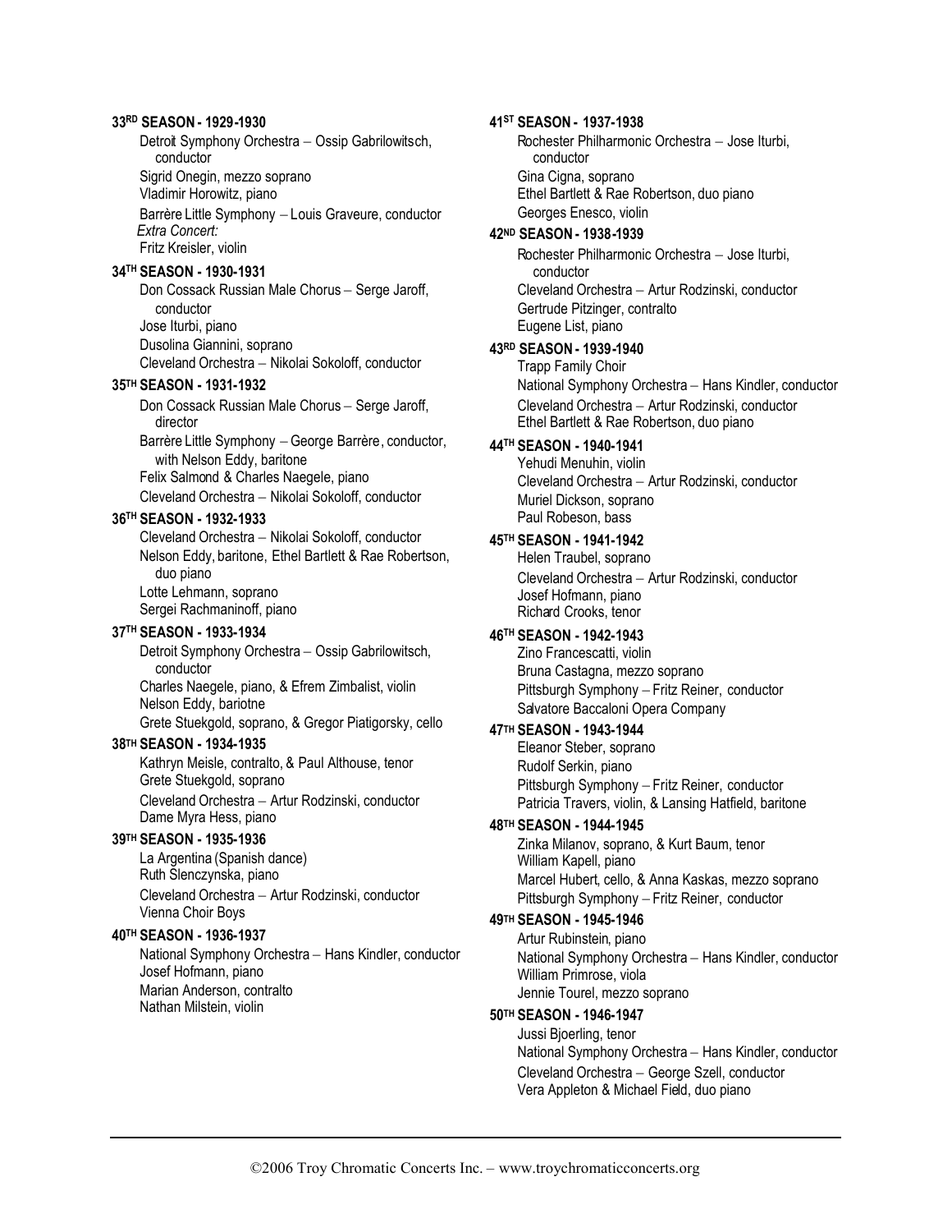### 33RD SEASON - 1929-1930

Detroit Symphony Orchestra – Ossip Gabrilowitsch, conductor
Sigrid Onegin, mezzo soprano
Vladimir Horowitz, piano
Barrère Little Symphony – Louis Graveure, conductor
*Extra Concert:*
Fritz Kreisler, violin

### 34TH SEASON - 1930-1931

Don Cossack Russian Male Chorus – Serge Jaroff, conductor
Jose Iturbi, piano
Dusolina Giannini, soprano
Cleveland Orchestra – Nikolai Sokoloff, conductor

### 35TH SEASON - 1931-1932

Don Cossack Russian Male Chorus – Serge Jaroff, director
Barrère Little Symphony – George Barrère, conductor, with Nelson Eddy, baritone
Felix Salmond & Charles Naegele, piano
Cleveland Orchestra – Nikolai Sokoloff, conductor

### 36TH SEASON - 1932-1933

Cleveland Orchestra – Nikolai Sokoloff, conductor
Nelson Eddy, baritone, Ethel Bartlett & Rae Robertson, duo piano
Lotte Lehmann, soprano
Sergei Rachmaninoff, piano

### 37TH SEASON - 1933-1934

Detroit Symphony Orchestra – Ossip Gabrilowitsch, conductor
Charles Naegele, piano, & Efrem Zimbalist, violin
Nelson Eddy, bariotne
Grete Stuekgold, soprano, & Gregor Piatigorsky, cello

### 38TH SEASON - 1934-1935

Kathryn Meisle, contralto, & Paul Althouse, tenor
Grete Stuekgold, soprano
Cleveland Orchestra – Artur Rodzinski, conductor
Dame Myra Hess, piano

### 39TH SEASON - 1935-1936

La Argentina (Spanish dance)
Ruth Slenczynska, piano
Cleveland Orchestra – Artur Rodzinski, conductor
Vienna Choir Boys

### 40TH SEASON - 1936-1937

National Symphony Orchestra – Hans Kindler, conductor
Josef Hofmann, piano
Marian Anderson, contralto
Nathan Milstein, violin

### 41ST SEASON - 1937-1938

Rochester Philharmonic Orchestra – Jose Iturbi, conductor
Gina Cigna, soprano
Ethel Bartlett & Rae Robertson, duo piano
Georges Enesco, violin

### 42ND SEASON - 1938-1939

Rochester Philharmonic Orchestra – Jose Iturbi, conductor
Cleveland Orchestra – Artur Rodzinski, conductor
Gertrude Pitzinger, contralto
Eugene List, piano

### 43RD SEASON - 1939-1940

Trapp Family Choir
National Symphony Orchestra – Hans Kindler, conductor
Cleveland Orchestra – Artur Rodzinski, conductor
Ethel Bartlett & Rae Robertson, duo piano

### 44TH SEASON - 1940-1941

Yehudi Menuhin, violin
Cleveland Orchestra – Artur Rodzinski, conductor
Muriel Dickson, soprano
Paul Robeson, bass

### 45TH SEASON - 1941-1942

Helen Traubel, soprano
Cleveland Orchestra – Artur Rodzinski, conductor
Josef Hofmann, piano
Richard Crooks, tenor

### 46TH SEASON - 1942-1943

Zino Francescatti, violin
Bruna Castagna, mezzo soprano
Pittsburgh Symphony – Fritz Reiner, conductor
Salvatore Baccaloni Opera Company

### 47TH SEASON - 1943-1944

Eleanor Steber, soprano
Rudolf Serkin, piano
Pittsburgh Symphony – Fritz Reiner, conductor
Patricia Travers, violin, & Lansing Hatfield, baritone

### 48TH SEASON - 1944-1945

Zinka Milanov, soprano, & Kurt Baum, tenor
William Kapell, piano
Marcel Hubert, cello, & Anna Kaskas, mezzo soprano
Pittsburgh Symphony – Fritz Reiner, conductor

### 49TH SEASON - 1945-1946

Artur Rubinstein, piano
National Symphony Orchestra – Hans Kindler, conductor
William Primrose, viola
Jennie Tourel, mezzo soprano

### 50TH SEASON - 1946-1947

Jussi Bjoerling, tenor
National Symphony Orchestra – Hans Kindler, conductor
Cleveland Orchestra – George Szell, conductor
Vera Appleton & Michael Field, duo piano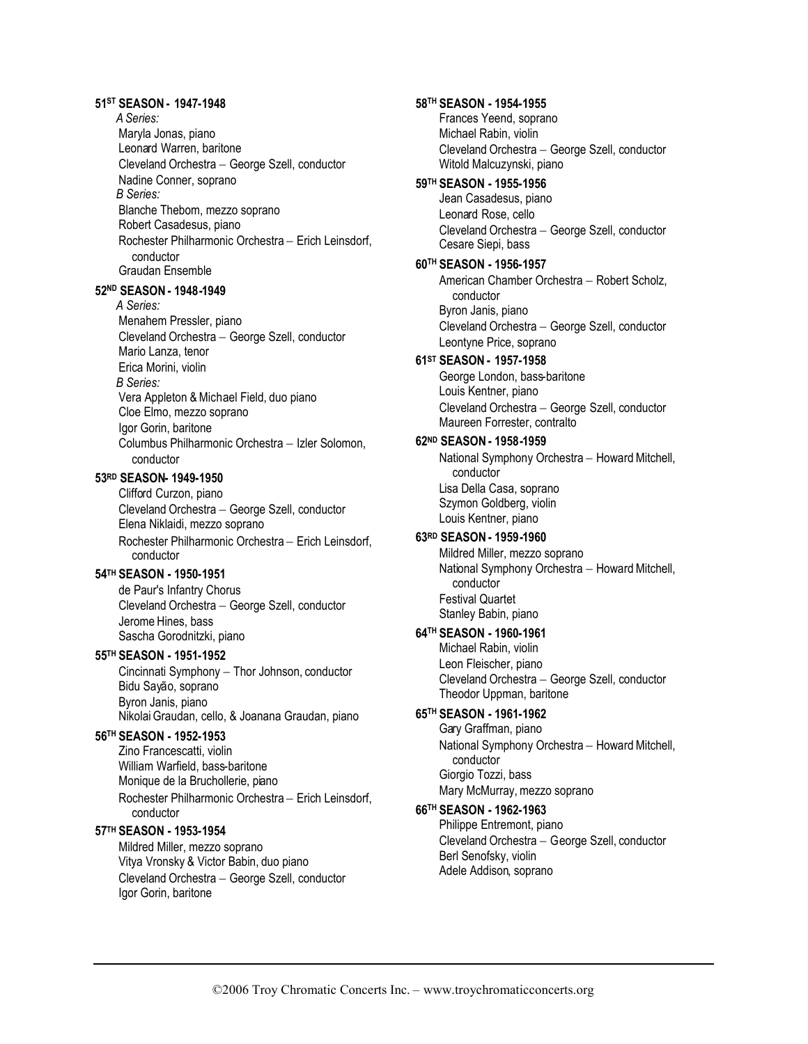**51[ST] SEASON - 1947-1948**

*A Series:*
Maryla Jonas, piano
Leonard Warren, baritone
Cleveland Orchestra – George Szell, conductor
Nadine Conner, soprano
*B Series:*
Blanche Thebom, mezzo soprano
Robert Casadesus, piano
Rochester Philharmonic Orchestra – Erich Leinsdorf, conductor
Graudan Ensemble

**52[ND] SEASON - 1948-1949**

*A Series:*
Menahem Pressler, piano
Cleveland Orchestra – George Szell, conductor
Mario Lanza, tenor
Erica Morini, violin
*B Series:*
Vera Appleton & Michael Field, duo piano
Cloe Elmo, mezzo soprano
Igor Gorin, baritone
Columbus Philharmonic Orchestra – Izler Solomon, conductor

**53[RD] SEASON- 1949-1950**

Clifford Curzon, piano
Cleveland Orchestra – George Szell, conductor
Elena Niklaidi, mezzo soprano
Rochester Philharmonic Orchestra – Erich Leinsdorf, conductor

**54[TH] SEASON - 1950-1951**

de Paur's Infantry Chorus
Cleveland Orchestra – George Szell, conductor
Jerome Hines, bass
Sascha Gorodnitzki, piano

**55[TH] SEASON - 1951-1952**

Cincinnati Symphony – Thor Johnson, conductor
Bidu Sayão, soprano
Byron Janis, piano
Nikolai Graudan, cello, & Joanana Graudan, piano

**56[TH] SEASON - 1952-1953**

Zino Francescatti, violin
William Warfield, bass-baritone
Monique de la Bruchollerie, piano
Rochester Philharmonic Orchestra – Erich Leinsdorf, conductor

**57[TH] SEASON - 1953-1954**

Mildred Miller, mezzo soprano
Vitya Vronsky & Victor Babin, duo piano
Cleveland Orchestra – George Szell, conductor
Igor Gorin, baritone

**58[TH] SEASON - 1954-1955**

Frances Yeend, soprano
Michael Rabin, violin
Cleveland Orchestra – George Szell, conductor
Witold Malcuzynski, piano

**59[TH] SEASON - 1955-1956**

Jean Casadesus, piano
Leonard Rose, cello
Cleveland Orchestra – George Szell, conductor
Cesare Siepi, bass

**60[TH] SEASON - 1956-1957**

American Chamber Orchestra – Robert Scholz, conductor
Byron Janis, piano
Cleveland Orchestra – George Szell, conductor
Leontyne Price, soprano

**61[ST] SEASON - 1957-1958**

George London, bass-baritone
Louis Kentner, piano
Cleveland Orchestra – George Szell, conductor
Maureen Forrester, contralto

**62[ND] SEASON - 1958-1959**

National Symphony Orchestra – Howard Mitchell, conductor
Lisa Della Casa, soprano
Szymon Goldberg, violin
Louis Kentner, piano

**63[RD] SEASON - 1959-1960**

Mildred Miller, mezzo soprano
National Symphony Orchestra – Howard Mitchell, conductor
Festival Quartet
Stanley Babin, piano

**64[TH] SEASON - 1960-1961**

Michael Rabin, violin
Leon Fleischer, piano
Cleveland Orchestra – George Szell, conductor
Theodor Uppman, baritone

**65[TH] SEASON - 1961-1962**

Gary Graffman, piano
National Symphony Orchestra – Howard Mitchell, conductor
Giorgio Tozzi, bass
Mary McMurray, mezzo soprano

**66[TH] SEASON - 1962-1963**

Philippe Entremont, piano
Cleveland Orchestra – George Szell, conductor
Berl Senofsky, violin
Adele Addison, soprano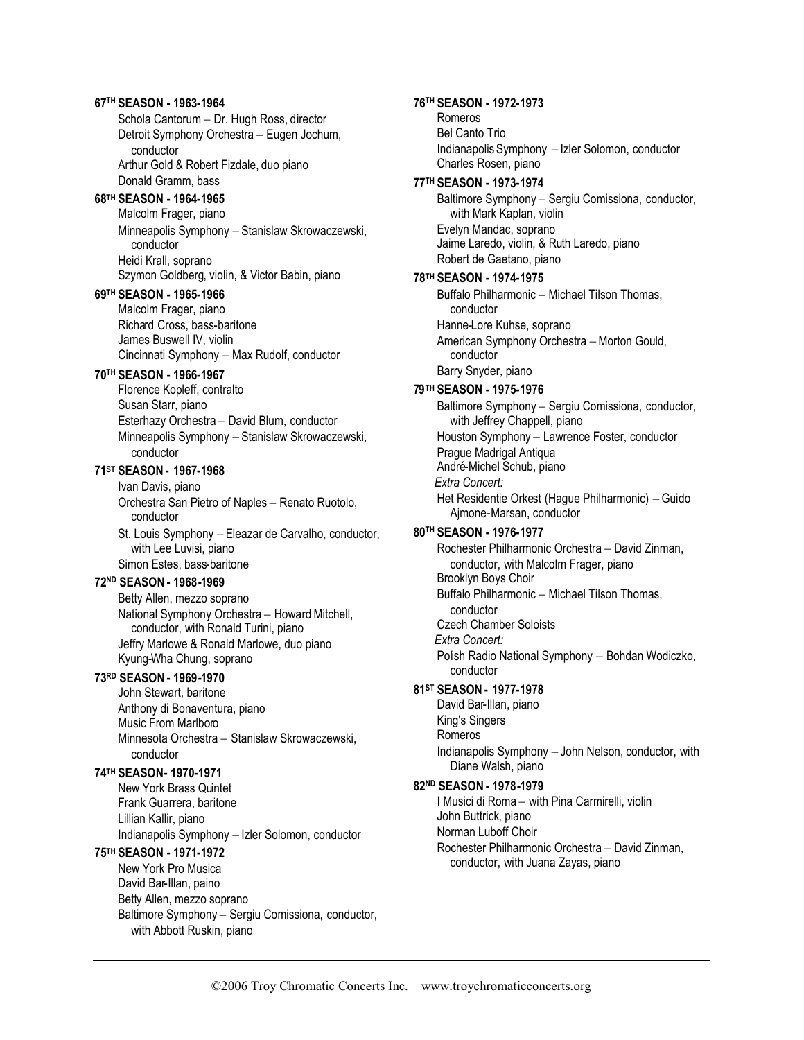**67TH SEASON - 1963-1964**

Schola Cantorum – Dr. Hugh Ross, director
Detroit Symphony Orchestra – Eugen Jochum, conductor
Arthur Gold & Robert Fizdale, duo piano
Donald Gramm, bass

**68TH SEASON - 1964-1965**

Malcolm Frager, piano
Minneapolis Symphony – Stanislaw Skrowaczewski, conductor
Heidi Krall, soprano
Szymon Goldberg, violin, & Victor Babin, piano

**69TH SEASON - 1965-1966**

Malcolm Frager, piano
Richard Cross, bass-baritone
James Buswell IV, violin
Cincinnati Symphony – Max Rudolf, conductor

**70TH SEASON - 1966-1967**

Florence Kopleff, contralto
Susan Starr, piano
Esterhazy Orchestra – David Blum, conductor
Minneapolis Symphony – Stanislaw Skrowaczewski, conductor

**71ST SEASON - 1967-1968**

Ivan Davis, piano
Orchestra San Pietro of Naples – Renato Ruotolo, conductor
St. Louis Symphony – Eleazar de Carvalho, conductor, with Lee Luvisi, piano
Simon Estes, bass-baritone

**72ND SEASON - 1968-1969**

Betty Allen, mezzo soprano
National Symphony Orchestra – Howard Mitchell, conductor, with Ronald Turini, piano
Jeffry Marlowe & Ronald Marlowe, duo piano
Kyung-Wha Chung, soprano

**73RD SEASON - 1969-1970**

John Stewart, baritone
Anthony di Bonaventura, piano
Music From Marlboro
Minnesota Orchestra – Stanislaw Skrowaczewski, conductor

**74TH SEASON- 1970-1971**

New York Brass Quintet
Frank Guarrera, baritone
Lillian Kallir, piano
Indianapolis Symphony – Izler Solomon, conductor

**75TH SEASON - 1971-1972**

New York Pro Musica
David Bar-Illan, paino
Betty Allen, mezzo soprano
Baltimore Symphony – Sergiu Comissiona, conductor, with Abbott Ruskin, piano

**76TH SEASON - 1972-1973**

Romeros
Bel Canto Trio
Indianapolis Symphony – Izler Solomon, conductor
Charles Rosen, piano

**77TH SEASON - 1973-1974**

Baltimore Symphony – Sergiu Comissiona, conductor, with Mark Kaplan, violin
Evelyn Mandac, soprano
Jaime Laredo, violin, & Ruth Laredo, piano
Robert de Gaetano, piano

**78TH SEASON - 1974-1975**

Buffalo Philharmonic – Michael Tilson Thomas, conductor
Hanne-Lore Kuhse, soprano
American Symphony Orchestra – Morton Gould, conductor
Barry Snyder, piano

**79TH SEASON - 1975-1976**

Baltimore Symphony – Sergiu Comissiona, conductor, with Jeffrey Chappell, piano
Houston Symphony – Lawrence Foster, conductor
Prague Madrigal Antiqua
André-Michel Schub, piano
*Extra Concert:*
Het Residentie Orkest (Hague Philharmonic) – Guido Ajmone-Marsan, conductor

**80TH SEASON - 1976-1977**

Rochester Philharmonic Orchestra – David Zinman, conductor, with Malcolm Frager, piano
Brooklyn Boys Choir
Buffalo Philharmonic – Michael Tilson Thomas, conductor
Czech Chamber Soloists
*Extra Concert:*
Polish Radio National Symphony – Bohdan Wodiczko, conductor

**81ST SEASON - 1977-1978**

David Bar-Illan, piano
King's Singers
Romeros
Indianapolis Symphony – John Nelson, conductor, with Diane Walsh, piano

**82ND SEASON - 1978-1979**

I Musici di Roma – with Pina Carmirelli, violin
John Buttrick, piano
Norman Luboff Choir
Rochester Philharmonic Orchestra – David Zinman, conductor, with Juana Zayas, piano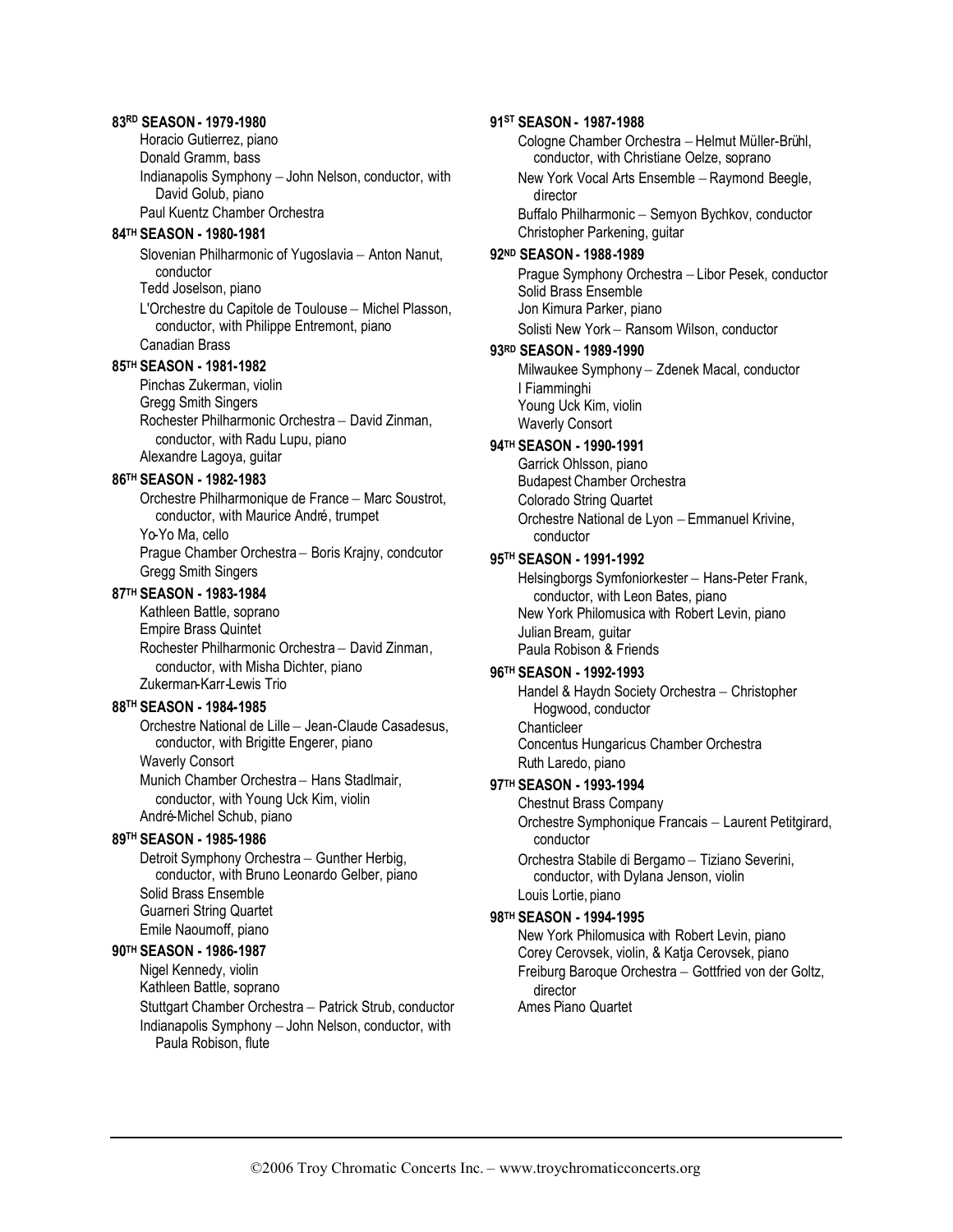**83RD SEASON - 1979-1980**

Horacio Gutierrez, piano
Donald Gramm, bass
Indianapolis Symphony – John Nelson, conductor, with David Golub, piano
Paul Kuentz Chamber Orchestra

**84TH SEASON - 1980-1981**

Slovenian Philharmonic of Yugoslavia – Anton Nanut, conductor
Tedd Joselson, piano
L'Orchestre du Capitole de Toulouse – Michel Plasson, conductor, with Philippe Entremont, piano
Canadian Brass

**85TH SEASON - 1981-1982**

Pinchas Zukerman, violin
Gregg Smith Singers
Rochester Philharmonic Orchestra – David Zinman, conductor, with Radu Lupu, piano
Alexandre Lagoya, guitar

**86TH SEASON - 1982-1983**

Orchestre Philharmonique de France – Marc Soustrot, conductor, with Maurice André, trumpet
Yo-Yo Ma, cello
Prague Chamber Orchestra – Boris Krajny, condcutor
Gregg Smith Singers

**87TH SEASON - 1983-1984**

Kathleen Battle, soprano
Empire Brass Quintet
Rochester Philharmonic Orchestra – David Zinman, conductor, with Misha Dichter, piano
Zukerman-Karr-Lewis Trio

**88TH SEASON - 1984-1985**

Orchestre National de Lille – Jean-Claude Casadesus, conductor, with Brigitte Engerer, piano
Waverly Consort
Munich Chamber Orchestra – Hans Stadlmair, conductor, with Young Uck Kim, violin
André-Michel Schub, piano

**89TH SEASON - 1985-1986**

Detroit Symphony Orchestra – Gunther Herbig, conductor, with Bruno Leonardo Gelber, piano
Solid Brass Ensemble
Guarneri String Quartet
Emile Naoumoff, piano

**90TH SEASON - 1986-1987**

Nigel Kennedy, violin
Kathleen Battle, soprano
Stuttgart Chamber Orchestra – Patrick Strub, conductor
Indianapolis Symphony – John Nelson, conductor, with Paula Robison, flute

**91ST SEASON - 1987-1988**

Cologne Chamber Orchestra – Helmut Müller-Brühl, conductor, with Christiane Oelze, soprano
New York Vocal Arts Ensemble – Raymond Beegle, director
Buffalo Philharmonic – Semyon Bychkov, conductor
Christopher Parkening, guitar

**92ND SEASON - 1988-1989**

Prague Symphony Orchestra – Libor Pesek, conductor
Solid Brass Ensemble
Jon Kimura Parker, piano
Solisti New York – Ransom Wilson, conductor

**93RD SEASON - 1989-1990**

Milwaukee Symphony – Zdenek Macal, conductor
I Fiamminghi
Young Uck Kim, violin
Waverly Consort

**94TH SEASON - 1990-1991**

Garrick Ohlsson, piano
Budapest Chamber Orchestra
Colorado String Quartet
Orchestre National de Lyon – Emmanuel Krivine, conductor

**95TH SEASON - 1991-1992**

Helsingborgs Symfoniorkester – Hans-Peter Frank, conductor, with Leon Bates, piano
New York Philomusica with Robert Levin, piano
Julian Bream, guitar
Paula Robison & Friends

**96TH SEASON - 1992-1993**

Handel & Haydn Society Orchestra – Christopher Hogwood, conductor
Chanticleer
Concentus Hungaricus Chamber Orchestra
Ruth Laredo, piano

**97TH SEASON - 1993-1994**

Chestnut Brass Company
Orchestre Symphonique Francais – Laurent Petitgirard, conductor
Orchestra Stabile di Bergamo – Tiziano Severini, conductor, with Dylana Jenson, violin
Louis Lortie, piano

**98TH SEASON - 1994-1995**

New York Philomusica with Robert Levin, piano
Corey Cerovsek, violin, & Katja Cerovsek, piano
Freiburg Baroque Orchestra – Gottfried von der Goltz, director
Ames Piano Quartet

©2006 Troy Chromatic Concerts Inc. – www.troychromaticconcerts.org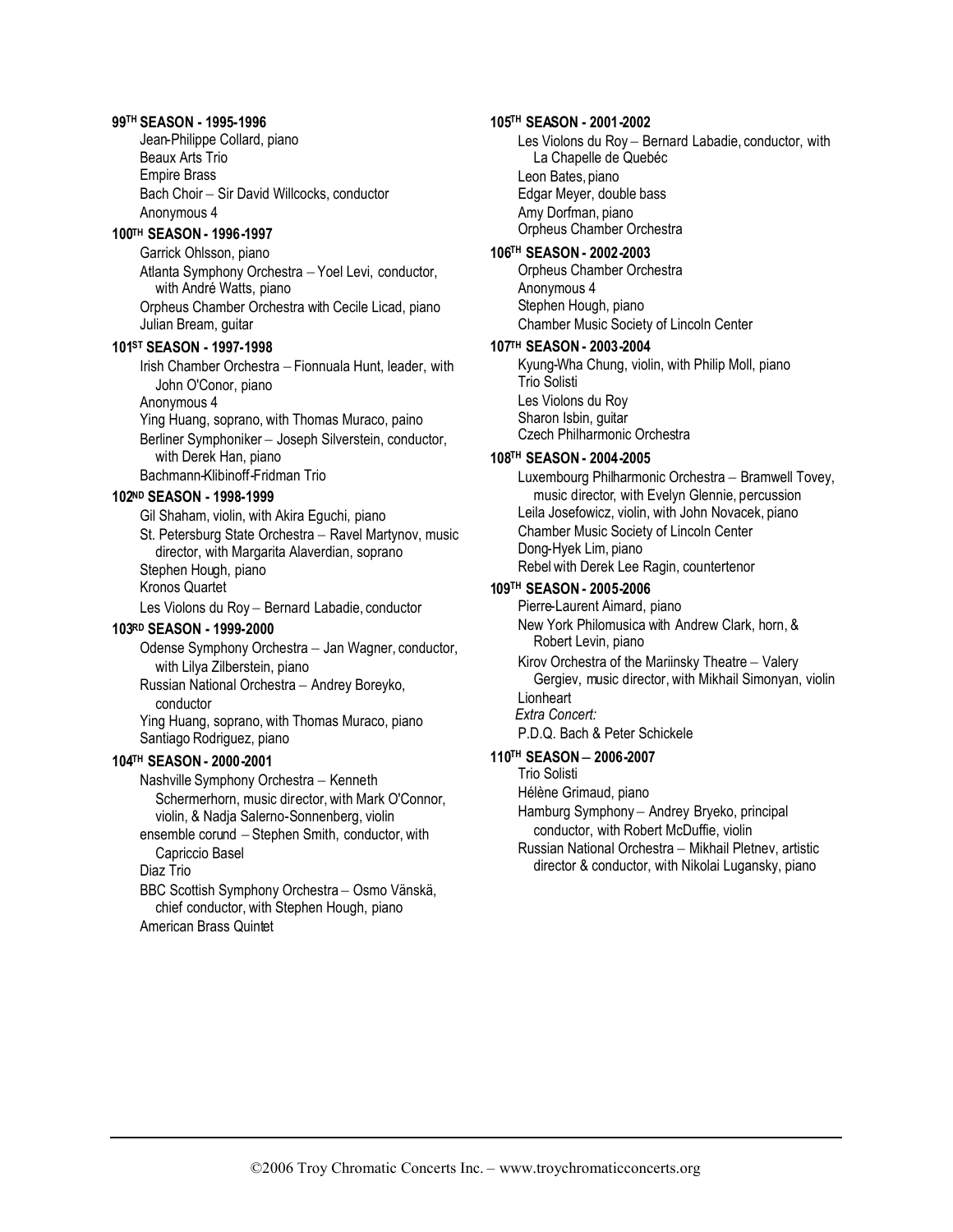**99TH SEASON - 1995-1996**

Jean-Philippe Collard, piano
Beaux Arts Trio
Empire Brass
Bach Choir – Sir David Willcocks, conductor
Anonymous 4

**100TH SEASON - 1996-1997**

Garrick Ohlsson, piano
Atlanta Symphony Orchestra – Yoel Levi, conductor, with André Watts, piano
Orpheus Chamber Orchestra with Cecile Licad, piano
Julian Bream, guitar

**101ST SEASON - 1997-1998**

Irish Chamber Orchestra – Fionnuala Hunt, leader, with John O'Conor, piano
Anonymous 4
Ying Huang, soprano, with Thomas Muraco, paino
Berliner Symphoniker – Joseph Silverstein, conductor, with Derek Han, piano
Bachmann-Klibinoff-Fridman Trio

**102ND SEASON - 1998-1999**

Gil Shaham, violin, with Akira Eguchi, piano
St. Petersburg State Orchestra – Ravel Martynov, music director, with Margarita Alaverdian, soprano
Stephen Hough, piano
Kronos Quartet
Les Violons du Roy – Bernard Labadie, conductor

**103RD SEASON - 1999-2000**

Odense Symphony Orchestra – Jan Wagner, conductor, with Lilya Zilberstein, piano
Russian National Orchestra – Andrey Boreyko, conductor
Ying Huang, soprano, with Thomas Muraco, piano
Santiago Rodriguez, piano

**104TH SEASON - 2000-2001**

Nashville Symphony Orchestra – Kenneth Schermerhorn, music director, with Mark O'Connor, violin, & Nadja Salerno-Sonnenberg, violin
ensemble corund – Stephen Smith, conductor, with Capriccio Basel
Diaz Trio
BBC Scottish Symphony Orchestra – Osmo Vänskä, chief conductor, with Stephen Hough, piano
American Brass Quintet

**105TH SEASON - 2001-2002**

Les Violons du Roy – Bernard Labadie, conductor, with La Chapelle de Quebéc
Leon Bates, piano
Edgar Meyer, double bass
Amy Dorfman, piano
Orpheus Chamber Orchestra

**106TH SEASON - 2002-2003**

Orpheus Chamber Orchestra
Anonymous 4
Stephen Hough, piano
Chamber Music Society of Lincoln Center

**107TH SEASON - 2003-2004**

Kyung-Wha Chung, violin, with Philip Moll, piano
Trio Solisti
Les Violons du Roy
Sharon Isbin, guitar
Czech Philharmonic Orchestra

**108TH SEASON - 2004-2005**

Luxembourg Philharmonic Orchestra – Bramwell Tovey, music director, with Evelyn Glennie, percussion
Leila Josefowicz, violin, with John Novacek, piano
Chamber Music Society of Lincoln Center
Dong-Hyek Lim, piano
Rebel with Derek Lee Ragin, countertenor

**109TH SEASON - 2005-2006**

Pierre-Laurent Aimard, piano
New York Philomusica with Andrew Clark, horn, & Robert Levin, piano
Kirov Orchestra of the Mariinsky Theatre – Valery Gergiev, music director, with Mikhail Simonyan, violin
Lionheart
*Extra Concert:*
P.D.Q. Bach & Peter Schickele

**110TH SEASON – 2006-2007**

Trio Solisti
Hélène Grimaud, piano
Hamburg Symphony – Andrey Bryeko, principal conductor, with Robert McDuffie, violin
Russian National Orchestra – Mikhail Pletnev, artistic director & conductor, with Nikolai Lugansky, piano

©2006 Troy Chromatic Concerts Inc. – www.troychromaticconcerts.org